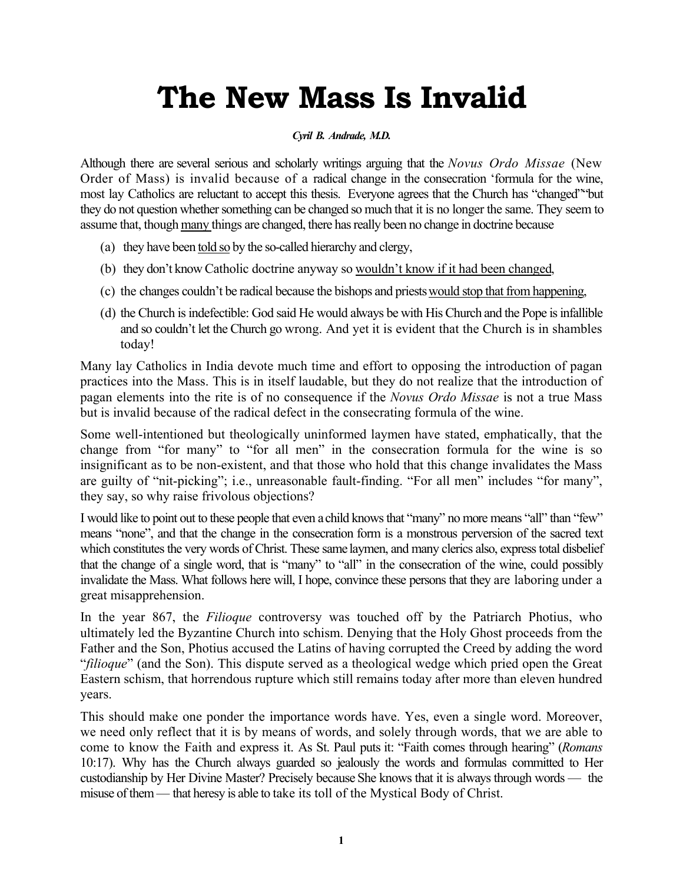# The New Mass Is Invalid

***Cyril B. Andrade, M.D.***

Although there are several serious and scholarly writings arguing that the *Novus Ordo Missae* (New Order of Mass) is invalid because of a radical change in the consecration 'formula for the wine, most lay Catholics are reluctant to accept this thesis. Everyone agrees that the Church has "changed"" but they do not question whether something can be changed so much that it is no longer the same. They seem to assume that, though <u>many</u> things are changed, there has really been no change in doctrine because

(a) they have been <u>told so</u> by the so-called hierarchy and clergy,

(b) they don't know Catholic doctrine anyway so <u>wouldn't know if it had been changed</u>,

(c) the changes couldn't be radical because the bishops and priests <u>would stop that from happening</u>,

(d) the Church is indefectible: God said He would always be with His Church and the Pope is infallible and so couldn't let the Church go wrong. And yet it is evident that the Church is in shambles today!

Many lay Catholics in India devote much time and effort to opposing the introduction of pagan practices into the Mass. This is in itself laudable, but they do not realize that the introduction of pagan elements into the rite is of no consequence if the *Novus Ordo Missae* is not a true Mass but is invalid because of the radical defect in the consecrating formula of the wine.

Some well-intentioned but theologically uninformed laymen have stated, emphatically, that the change from "for many" to "for all men" in the consecration formula for the wine is so insignificant as to be non-existent, and that those who hold that this change invalidates the Mass are guilty of "nit-picking"; i.e., unreasonable fault-finding. "For all men" includes "for many", they say, so why raise frivolous objections?

I would like to point out to these people that even a child knows that "many" no more means "all" than "few" means "none", and that the change in the consecration form is a monstrous perversion of the sacred text which constitutes the very words of Christ. These same laymen, and many clerics also, express total disbelief that the change of a single word, that is "many" to "all" in the consecration of the wine, could possibly invalidate the Mass. What follows here will, I hope, convince these persons that they are laboring under a great misapprehension.

In the year 867, the *Filioque* controversy was touched off by the Patriarch Photius, who ultimately led the Byzantine Church into schism. Denying that the Holy Ghost proceeds from the Father and the Son, Photius accused the Latins of having corrupted the Creed by adding the word "*filioque*" (and the Son). This dispute served as a theological wedge which pried open the Great Eastern schism, that horrendous rupture which still remains today after more than eleven hundred years.

This should make one ponder the importance words have. Yes, even a single word. Moreover, we need only reflect that it is by means of words, and solely through words, that we are able to come to know the Faith and express it. As St. Paul puts it: "Faith comes through hearing" (*Romans* 10:17). Why has the Church always guarded so jealously the words and formulas committed to Her custodianship by Her Divine Master? Precisely because She knows that it is always through words — the misuse of them — that heresy is able to take its toll of the Mystical Body of Christ.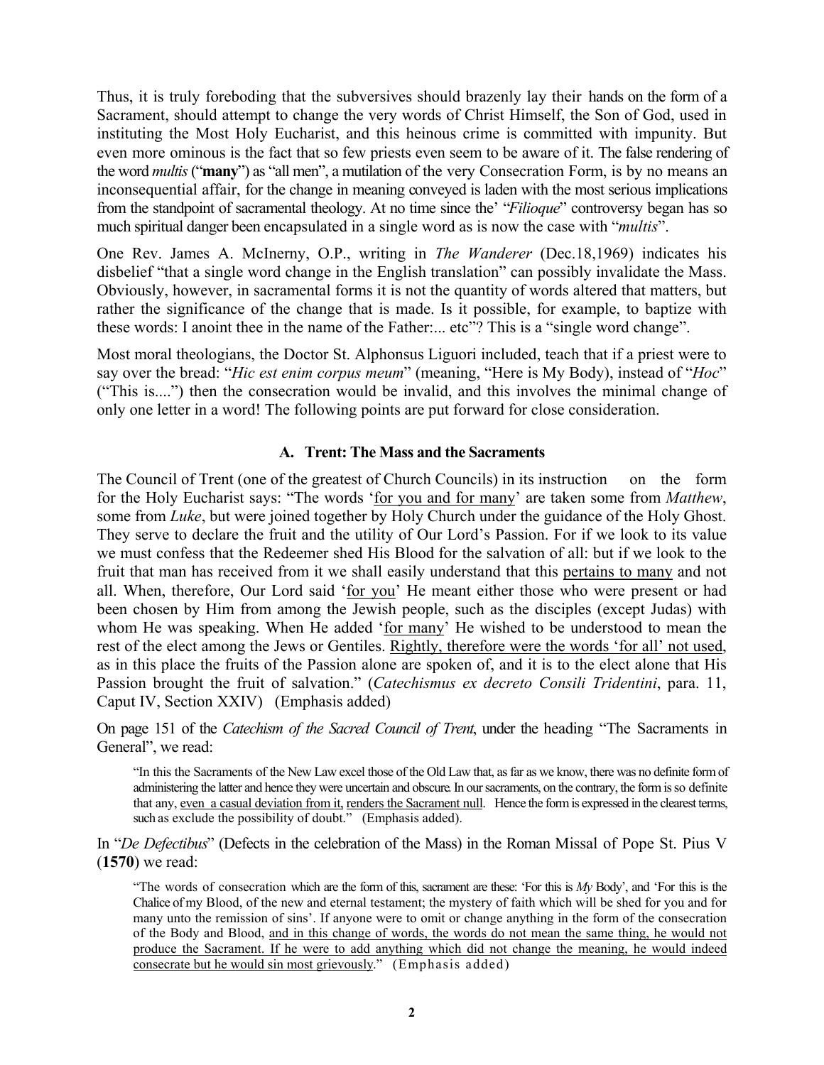Thus, it is truly foreboding that the subversives should brazenly lay their hands on the form of a Sacrament, should attempt to change the very words of Christ Himself, the Son of God, used in instituting the Most Holy Eucharist, and this heinous crime is committed with impunity. But even more ominous is the fact that so few priests even seem to be aware of it. The false rendering of the word *multis* ("**many**") as "all men", a mutilation of the very Consecration Form, is by no means an inconsequential affair, for the change in meaning conveyed is laden with the most serious implications from the standpoint of sacramental theology. At no time since the' "*Filioque*" controversy began has so much spiritual danger been encapsulated in a single word as is now the case with "*multis*".

One Rev. James A. McInerny, O.P., writing in *The Wanderer* (Dec.18,1969) indicates his disbelief "that a single word change in the English translation" can possibly invalidate the Mass. Obviously, however, in sacramental forms it is not the quantity of words altered that matters, but rather the significance of the change that is made. Is it possible, for example, to baptize with these words: I anoint thee in the name of the Father:... etc"? This is a "single word change".

Most moral theologians, the Doctor St. Alphonsus Liguori included, teach that if a priest were to say over the bread: "*Hic est enim corpus meum*" (meaning, "Here is My Body), instead of "*Hoc*" ("This is....") then the consecration would be invalid, and this involves the minimal change of only one letter in a word! The following points are put forward for close consideration.

### A. Trent: The Mass and the Sacraments

The Council of Trent (one of the greatest of Church Councils) in its instruction on the form for the Holy Eucharist says: "The words 'for you and for many' are taken some from *Matthew*, some from *Luke*, but were joined together by Holy Church under the guidance of the Holy Ghost. They serve to declare the fruit and the utility of Our Lord's Passion. For if we look to its value we must confess that the Redeemer shed His Blood for the salvation of all: but if we look to the fruit that man has received from it we shall easily understand that this pertains to many and not all. When, therefore, Our Lord said 'for you' He meant either those who were present or had been chosen by Him from among the Jewish people, such as the disciples (except Judas) with whom He was speaking. When He added 'for many' He wished to be understood to mean the rest of the elect among the Jews or Gentiles. Rightly, therefore were the words 'for all' not used, as in this place the fruits of the Passion alone are spoken of, and it is to the elect alone that His Passion brought the fruit of salvation." (*Catechismus ex decreto Consili Tridentini*, para. 11, Caput IV, Section XXIV) (Emphasis added)

On page 151 of the *Catechism of the Sacred Council of Trent*, under the heading "The Sacraments in General", we read:

> "In this the Sacraments of the New Law excel those of the Old Law that, as far as we know, there was no definite form of administering the latter and hence they were uncertain and obscure. In our sacraments, on the contrary, the form is so definite that any, even a casual deviation from it, renders the Sacrament null. Hence the form is expressed in the clearest terms, such as exclude the possibility of doubt." (Emphasis added).

In "*De Defectibus*" (Defects in the celebration of the Mass) in the Roman Missal of Pope St. Pius V (**1570**) we read:

> "The words of consecration which are the form of this, sacrament are these: 'For this is *My* Body', and 'For this is the Chalice of my Blood, of the new and eternal testament; the mystery of faith which will be shed for you and for many unto the remission of sins'. If anyone were to omit or change anything in the form of the consecration of the Body and Blood, and in this change of words, the words do not mean the same thing, he would not produce the Sacrament. If he were to add anything which did not change the meaning, he would indeed consecrate but he would sin most grievously." (Emphasis added)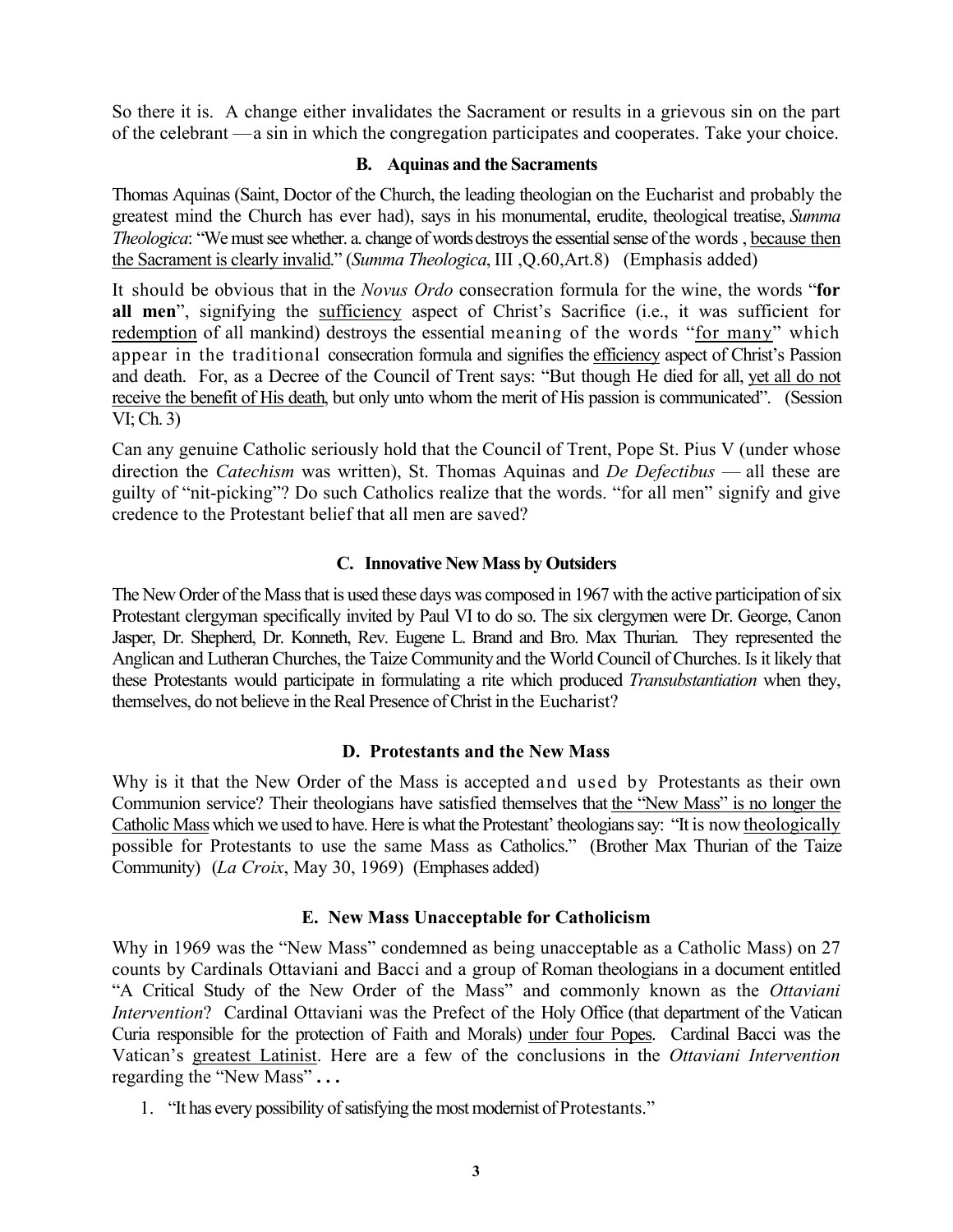So there it is. A change either invalidates the Sacrament or results in a grievous sin on the part of the celebrant —a sin in which the congregation participates and cooperates. Take your choice.

### B. Aquinas and the Sacraments

Thomas Aquinas (Saint, Doctor of the Church, the leading theologian on the Eucharist and probably the greatest mind the Church has ever had), says in his monumental, erudite, theological treatise, *Summa Theologica*: "We must see whether. a. change of words destroys the essential sense of the words , <u>because then the Sacrament is clearly invalid</u>." (*Summa Theologica*, III ,Q.60,Art.8) (Emphasis added)

It should be obvious that in the *Novus Ordo* consecration formula for the wine, the words "**for all men**", signifying the <u>sufficiency</u> aspect of Christ's Sacrifice (i.e., it was sufficient for <u>redemption</u> of all mankind) destroys the essential meaning of the words "<u>for many</u>" which appear in the traditional consecration formula and signifies the <u>efficiency</u> aspect of Christ's Passion and death. For, as a Decree of the Council of Trent says: "But though He died for all, <u>yet all do not receive the benefit of His death</u>, but only unto whom the merit of His passion is communicated". (Session VI; Ch. 3)

Can any genuine Catholic seriously hold that the Council of Trent, Pope St. Pius V (under whose direction the *Catechism* was written), St. Thomas Aquinas and *De Defectibus* — all these are guilty of "nit-picking"? Do such Catholics realize that the words. "for all men" signify and give credence to the Protestant belief that all men are saved?

### C. Innovative New Mass by Outsiders

The New Order of the Mass that is used these days was composed in 1967 with the active participation of six Protestant clergyman specifically invited by Paul VI to do so. The six clergymen were Dr. George, Canon Jasper, Dr. Shepherd, Dr. Konneth, Rev. Eugene L. Brand and Bro. Max Thurian. They represented the Anglican and Lutheran Churches, the Taize Community and the World Council of Churches. Is it likely that these Protestants would participate in formulating a rite which produced *Transubstantiation* when they, themselves, do not believe in the Real Presence of Christ in the Eucharist?

### D. Protestants and the New Mass

Why is it that the New Order of the Mass is accepted and used by Protestants as their own Communion service? Their theologians have satisfied themselves that <u>the "New Mass" is no longer the Catholic Mass</u> which we used to have. Here is what the Protestant' theologians say: "It is now <u>theologically</u> possible for Protestants to use the same Mass as Catholics." (Brother Max Thurian of the Taize Community) (*La Croix*, May 30, 1969) (Emphases added)

### E. New Mass Unacceptable for Catholicism

Why in 1969 was the "New Mass" condemned as being unacceptable as a Catholic Mass) on 27 counts by Cardinals Ottaviani and Bacci and a group of Roman theologians in a document entitled "A Critical Study of the New Order of the Mass" and commonly known as the *Ottaviani Intervention*? Cardinal Ottaviani was the Prefect of the Holy Office (that department of the Vatican Curia responsible for the protection of Faith and Morals) <u>under four Popes</u>. Cardinal Bacci was the Vatican's <u>greatest Latinist</u>. Here are a few of the conclusions in the *Ottaviani Intervention* regarding the "New Mass" **. . .**

1. "It has every possibility of satisfying the most modernist of Protestants."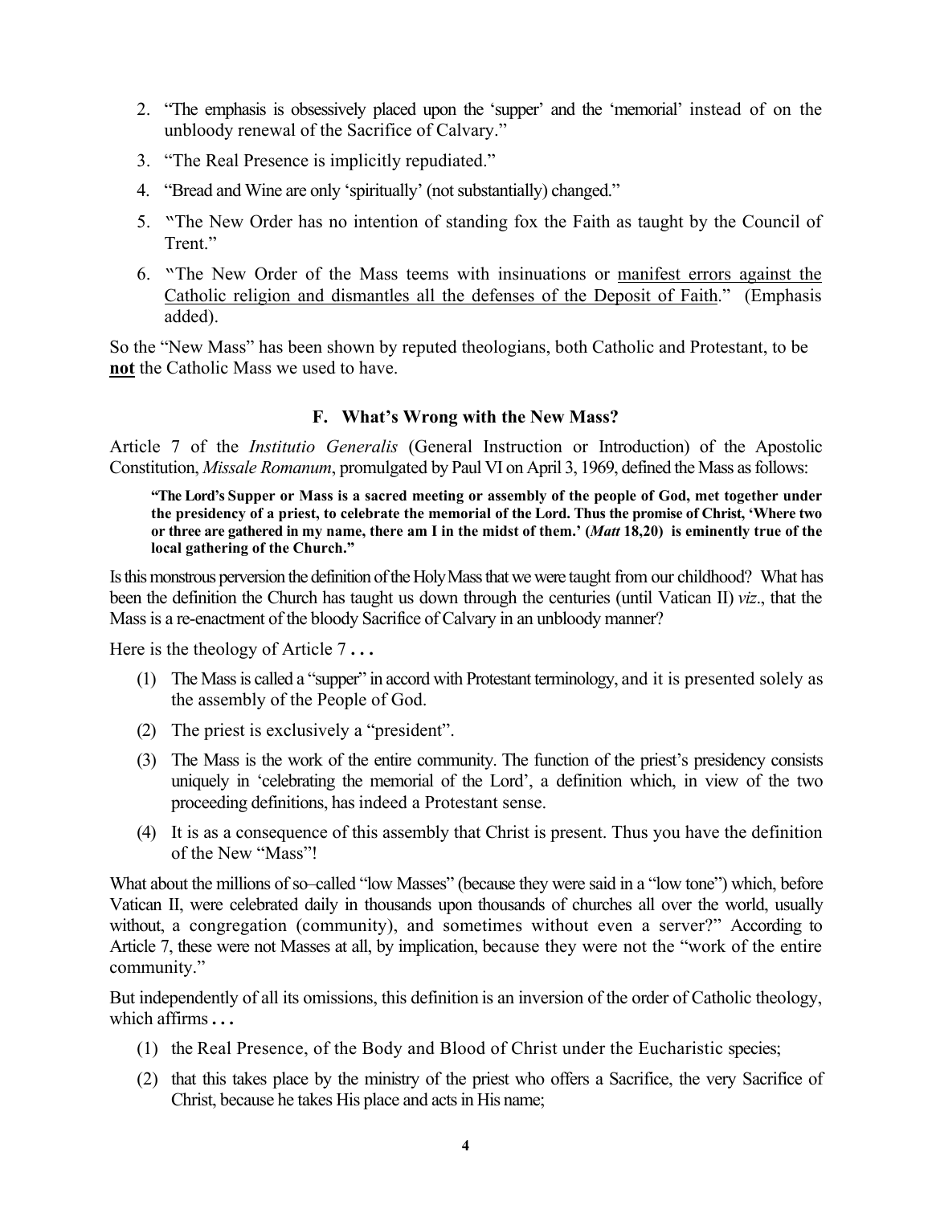2. "The emphasis is obsessively placed upon the 'supper' and the 'memorial' instead of on the unbloody renewal of the Sacrifice of Calvary."
3. "The Real Presence is implicitly repudiated."
4. "Bread and Wine are only 'spiritually' (not substantially) changed."
5. "The New Order has no intention of standing fox the Faith as taught by the Council of Trent."
6. "The New Order of the Mass teems with insinuations or manifest errors against the Catholic religion and dismantles all the defenses of the Deposit of Faith." (Emphasis added).

So the "New Mass" has been shown by reputed theologians, both Catholic and Protestant, to be **not** the Catholic Mass we used to have.

### F. What's Wrong with the New Mass?

Article 7 of the *Institutio Generalis* (General Instruction or Introduction) of the Apostolic Constitution, *Missale Romanum*, promulgated by Paul VI on April 3, 1969, defined the Mass as follows:

> **"The Lord's Supper or Mass is a sacred meeting or assembly of the people of God, met together under the presidency of a priest, to celebrate the memorial of the Lord. Thus the promise of Christ, 'Where two or three are gathered in my name, there am I in the midst of them.' (*Matt* 18,20) is eminently true of the local gathering of the Church."**

Is this monstrous perversion the definition of the Holy Mass that we were taught from our childhood? What has been the definition the Church has taught us down through the centuries (until Vatican II) *viz*., that the Mass is a re-enactment of the bloody Sacrifice of Calvary in an unbloody manner?

Here is the theology of Article 7 **. . .**

(1) The Mass is called a "supper" in accord with Protestant terminology, and it is presented solely as the assembly of the People of God.

(2) The priest is exclusively a "president".

(3) The Mass is the work of the entire community. The function of the priest's presidency consists uniquely in 'celebrating the memorial of the Lord', a definition which, in view of the two proceeding definitions, has indeed a Protestant sense.

(4) It is as a consequence of this assembly that Christ is present. Thus you have the definition of the New "Mass"!

What about the millions of so–called "low Masses" (because they were said in a "low tone") which, before Vatican II, were celebrated daily in thousands upon thousands of churches all over the world, usually without, a congregation (community), and sometimes without even a server?" According to Article 7, these were not Masses at all, by implication, because they were not the "work of the entire community."

But independently of all its omissions, this definition is an inversion of the order of Catholic theology, which affirms **. . .**

(1) the Real Presence, of the Body and Blood of Christ under the Eucharistic species;

(2) that this takes place by the ministry of the priest who offers a Sacrifice, the very Sacrifice of Christ, because he takes His place and acts in His name;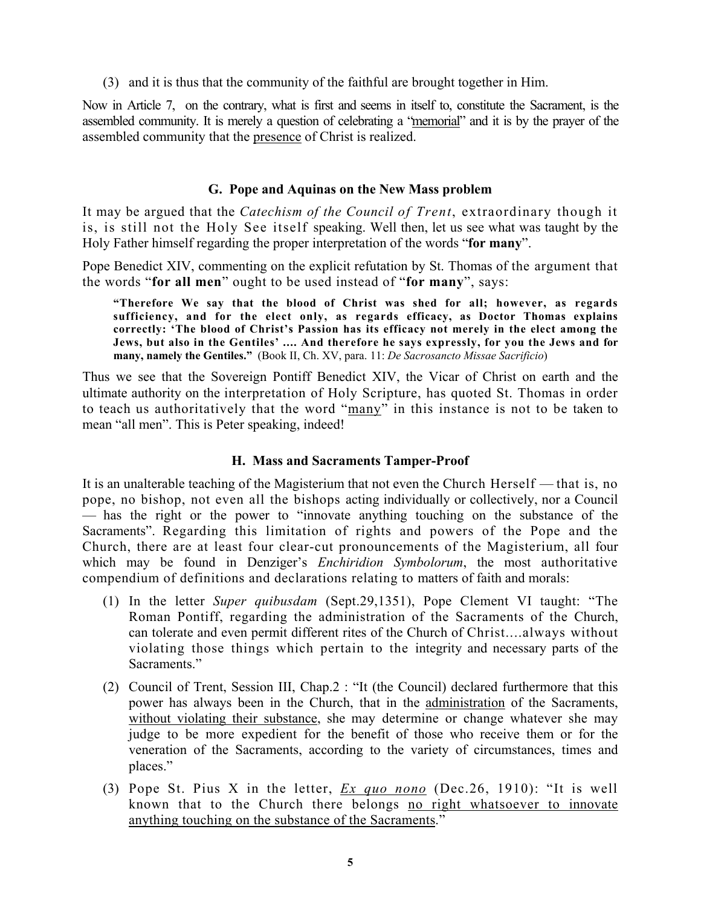(3) and it is thus that the community of the faithful are brought together in Him.

Now in Article 7, on the contrary, what is first and seems in itself to, constitute the Sacrament, is the assembled community. It is merely a question of celebrating a "memorial" and it is by the prayer of the assembled community that the presence of Christ is realized.

### G. Pope and Aquinas on the New Mass problem

It may be argued that the *Catechism of the Council of Trent*, extraordinary though it is, is still not the Holy See itself speaking. Well then, let us see what was taught by the Holy Father himself regarding the proper interpretation of the words "**for many**".

Pope Benedict XIV, commenting on the explicit refutation by St. Thomas of the argument that the words "**for all men**" ought to be used instead of "**for many**", says:

> **"Therefore We say that the blood of Christ was shed for all; however, as regards sufficiency, and for the elect only, as regards efficacy, as Doctor Thomas explains correctly: 'The blood of Christ's Passion has its efficacy not merely in the elect among the Jews, but also in the Gentiles' .... And therefore he says expressly, for you the Jews and for many, namely the Gentiles."** (Book II, Ch. XV, para. 11: *De Sacrosancto Missae Sacrificio*)

Thus we see that the Sovereign Pontiff Benedict XIV, the Vicar of Christ on earth and the ultimate authority on the interpretation of Holy Scripture, has quoted St. Thomas in order to teach us authoritatively that the word "many" in this instance is not to be taken to mean "all men". This is Peter speaking, indeed!

### H. Mass and Sacraments Tamper-Proof

It is an unalterable teaching of the Magisterium that not even the Church Herself — that is, no pope, no bishop, not even all the bishops acting individually or collectively, nor a Council — has the right or the power to "innovate anything touching on the substance of the Sacraments". Regarding this limitation of rights and powers of the Pope and the Church, there are at least four clear-cut pronouncements of the Magisterium, all four which may be found in Denziger's *Enchiridion Symbolorum*, the most authoritative compendium of definitions and declarations relating to matters of faith and morals:

(1) In the letter *Super quibusdam* (Sept.29,1351), Pope Clement VI taught: "The Roman Pontiff, regarding the administration of the Sacraments of the Church, can tolerate and even permit different rites of the Church of Christ....always without violating those things which pertain to the integrity and necessary parts of the Sacraments."

(2) Council of Trent, Session III, Chap.2 : "It (the Council) declared furthermore that this power has always been in the Church, that in the administration of the Sacraments, without violating their substance, she may determine or change whatever she may judge to be more expedient for the benefit of those who receive them or for the veneration of the Sacraments, according to the variety of circumstances, times and places."

(3) Pope St. Pius X in the letter, *Ex quo nono* (Dec.26, 1910): "It is well known that to the Church there belongs no right whatsoever to innovate anything touching on the substance of the Sacraments."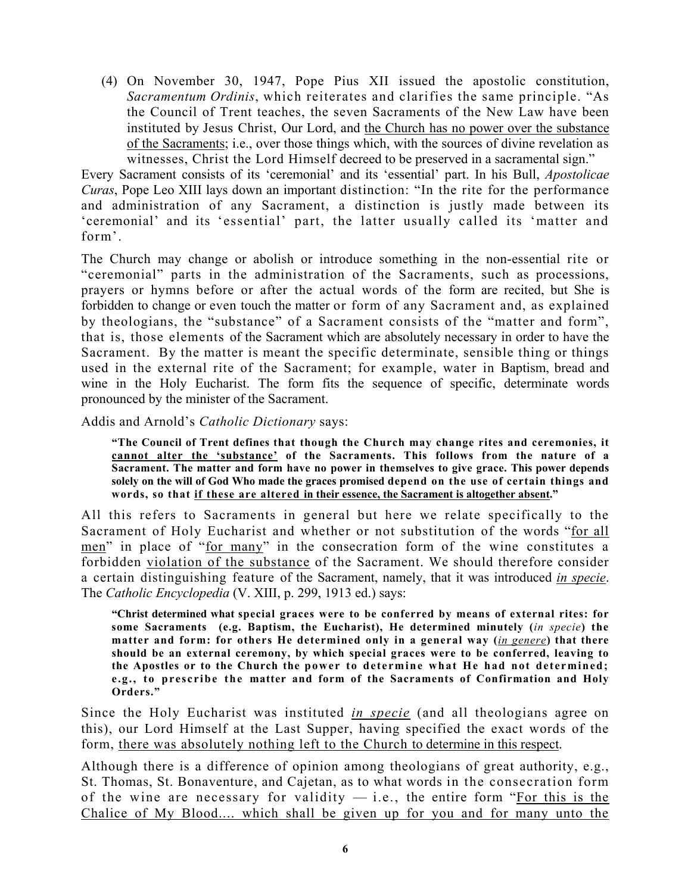(4) On November 30, 1947, Pope Pius XII issued the apostolic constitution, *Sacramentum Ordinis*, which reiterates and clarifies the same principle. "As the Council of Trent teaches, the seven Sacraments of the New Law have been instituted by Jesus Christ, Our Lord, and <u>the Church has no power over the substance of the Sacraments</u>; i.e., over those things which, with the sources of divine revelation as witnesses, Christ the Lord Himself decreed to be preserved in a sacramental sign."

Every Sacrament consists of its 'ceremonial' and its 'essential' part. In his Bull, *Apostolicae Curas*, Pope Leo XIII lays down an important distinction: "In the rite for the performance and administration of any Sacrament, a distinction is justly made between its 'ceremonial' and its 'essential' part, the latter usually called its 'matter and form'.

The Church may change or abolish or introduce something in the non-essential rite or "ceremonial" parts in the administration of the Sacraments, such as processions, prayers or hymns before or after the actual words of the form are recited, but She is forbidden to change or even touch the matter or form of any Sacrament and, as explained by theologians, the "substance" of a Sacrament consists of the "matter and form", that is, those elements of the Sacrament which are absolutely necessary in order to have the Sacrament. By the matter is meant the specific determinate, sensible thing or things used in the external rite of the Sacrament; for example, water in Baptism, bread and wine in the Holy Eucharist. The form fits the sequence of specific, determinate words pronounced by the minister of the Sacrament.

Addis and Arnold's *Catholic Dictionary* says:

> **"The Council of Trent defines that though the Church may change rites and ceremonies, it <u>cannot alter the 'substance'</u> of the Sacraments. This follows from the nature of a Sacrament. The matter and form have no power in themselves to give grace. This power depends solely on the will of God Who made the graces promised depend on the use of certain things and words, so that <u>if these are altered in their essence, the Sacrament is altogether absent</u>."**

All this refers to Sacraments in general but here we relate specifically to the Sacrament of Holy Eucharist and whether or not substitution of the words "<u>for all men</u>" in place of "<u>for many</u>" in the consecration form of the wine constitutes a forbidden <u>violation of the substance</u> of the Sacrament. We should therefore consider a certain distinguishing feature of the Sacrament, namely, that it was introduced <u>*in specie*</u>. The *Catholic Encyclopedia* (V. XIII, p. 299, 1913 ed.) says:

> **"Christ determined what special graces were to be conferred by means of external rites: for some Sacraments (e.g. Baptism, the Eucharist), He determined minutely (*in specie*) the matter and form: for others He determined only in a general way (<u>*in genere*</u>) that there should be an external ceremony, by which special graces were to be conferred, leaving to the Apostles or to the Church the power to determine what He had not determined; e.g., to prescribe the matter and form of the Sacraments of Confirmation and Holy Orders."**

Since the Holy Eucharist was instituted <u>*in specie*</u> (and all theologians agree on this), our Lord Himself at the Last Supper, having specified the exact words of the form, <u>there was absolutely nothing left to the Church to determine in this respect</u>.

Although there is a difference of opinion among theologians of great authority, e.g., St. Thomas, St. Bonaventure, and Cajetan, as to what words in the consecration form of the wine are necessary for validity — i.e., the entire form "<u>For this is the Chalice of My Blood.... which shall be given up for you and for many unto the</u>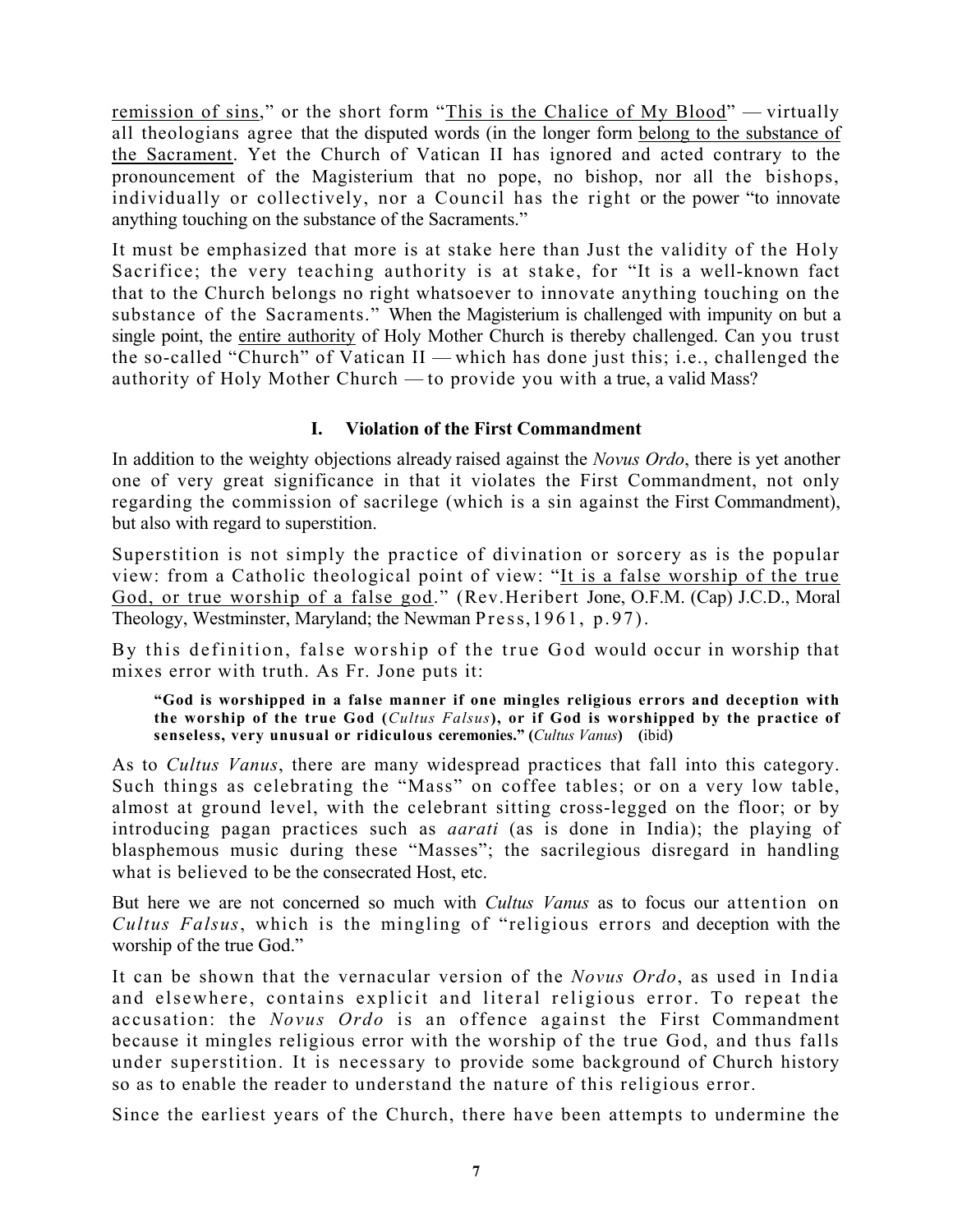remission of sins," or the short form "This is the Chalice of My Blood" — virtually all theologians agree that the disputed words (in the longer form belong to the substance of the Sacrament. Yet the Church of Vatican II has ignored and acted contrary to the pronouncement of the Magisterium that no pope, no bishop, nor all the bishops, individually or collectively, nor a Council has the right or the power "to innovate anything touching on the substance of the Sacraments."

It must be emphasized that more is at stake here than Just the validity of the Holy Sacrifice; the very teaching authority is at stake, for "It is a well-known fact that to the Church belongs no right whatsoever to innovate anything touching on the substance of the Sacraments." When the Magisterium is challenged with impunity on but a single point, the entire authority of Holy Mother Church is thereby challenged. Can you trust the so-called "Church" of Vatican II — which has done just this; i.e., challenged the authority of Holy Mother Church — to provide you with a true, a valid Mass?

### I. Violation of the First Commandment

In addition to the weighty objections already raised against the *Novus Ordo*, there is yet another one of very great significance in that it violates the First Commandment, not only regarding the commission of sacrilege (which is a sin against the First Commandment), but also with regard to superstition.

Superstition is not simply the practice of divination or sorcery as is the popular view: from a Catholic theological point of view: "It is a false worship of the true God, or true worship of a false god." (Rev.Heribert Jone, O.F.M. (Cap) J.C.D., Moral Theology, Westminster, Maryland; the Newman Press,1961, p.97).

By this definition, false worship of the true God would occur in worship that mixes error with truth. As Fr. Jone puts it:

> **"God is worshipped in a false manner if one mingles religious errors and deception with the worship of the true God (*Cultus Falsus*), or if God is worshipped by the practice of senseless, very unusual or ridiculous ceremonies." (*Cultus Vanus*) (ibid)**

As to *Cultus Vanus*, there are many widespread practices that fall into this category. Such things as celebrating the "Mass" on coffee tables; or on a very low table, almost at ground level, with the celebrant sitting cross-legged on the floor; or by introducing pagan practices such as *aarati* (as is done in India); the playing of blasphemous music during these "Masses"; the sacrilegious disregard in handling what is believed to be the consecrated Host, etc.

But here we are not concerned so much with *Cultus Vanus* as to focus our attention on *Cultus Falsus*, which is the mingling of "religious errors and deception with the worship of the true God."

It can be shown that the vernacular version of the *Novus Ordo*, as used in India and elsewhere, contains explicit and literal religious error. To repeat the accusation: the *Novus Ordo* is an offence against the First Commandment because it mingles religious error with the worship of the true God, and thus falls under superstition. It is necessary to provide some background of Church history so as to enable the reader to understand the nature of this religious error.

Since the earliest years of the Church, there have been attempts to undermine the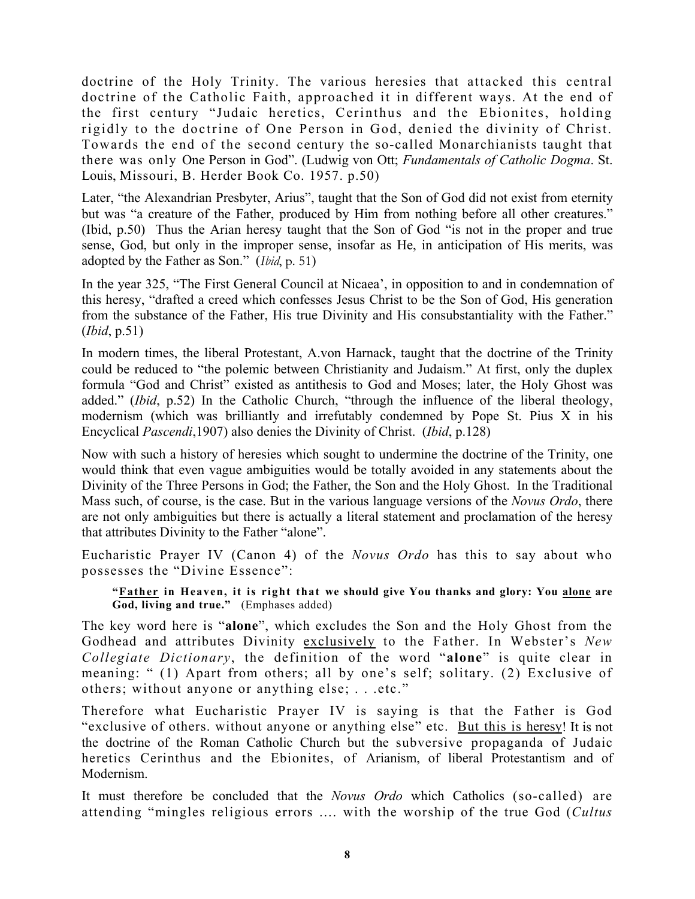doctrine of the Holy Trinity. The various heresies that attacked this central doctrine of the Catholic Faith, approached it in different ways. At the end of the first century "Judaic heretics, Cerinthus and the Ebionites, holding rigidly to the doctrine of One Person in God, denied the divinity of Christ. Towards the end of the second century the so-called Monarchianists taught that there was only One Person in God". (Ludwig von Ott; *Fundamentals of Catholic Dogma*. St. Louis, Missouri, B. Herder Book Co. 1957. p.50)

Later, "the Alexandrian Presbyter, Arius", taught that the Son of God did not exist from eternity but was "a creature of the Father, produced by Him from nothing before all other creatures." (Ibid, p.50) Thus the Arian heresy taught that the Son of God "is not in the proper and true sense, God, but only in the improper sense, insofar as He, in anticipation of His merits, was adopted by the Father as Son." (*Ibid*, p. 51)

In the year 325, "The First General Council at Nicaea', in opposition to and in condemnation of this heresy, "drafted a creed which confesses Jesus Christ to be the Son of God, His generation from the substance of the Father, His true Divinity and His consubstantiality with the Father." (*Ibid*, p.51)

In modern times, the liberal Protestant, A.von Harnack, taught that the doctrine of the Trinity could be reduced to "the polemic between Christianity and Judaism." At first, only the duplex formula "God and Christ" existed as antithesis to God and Moses; later, the Holy Ghost was added." (*Ibid*, p.52) In the Catholic Church, "through the influence of the liberal theology, modernism (which was brilliantly and irrefutably condemned by Pope St. Pius X in his Encyclical *Pascendi*,1907) also denies the Divinity of Christ. (*Ibid*, p.128)

Now with such a history of heresies which sought to undermine the doctrine of the Trinity, one would think that even vague ambiguities would be totally avoided in any statements about the Divinity of the Three Persons in God; the Father, the Son and the Holy Ghost. In the Traditional Mass such, of course, is the case. But in the various language versions of the *Novus Ordo*, there are not only ambiguities but there is actually a literal statement and proclamation of the heresy that attributes Divinity to the Father "alone".

Eucharistic Prayer IV (Canon 4) of the *Novus Ordo* has this to say about who possesses the "Divine Essence":

> **"<u>Father</u> in Heaven, it is right that we should give You thanks and glory: You <u>alone</u> are God, living and true."** (Emphases added)

The key word here is "**alone**", which excludes the Son and the Holy Ghost from the Godhead and attributes Divinity <u>exclusively</u> to the Father. In Webster's *New Collegiate Dictionary*, the definition of the word "**alone**" is quite clear in meaning: " (1) Apart from others; all by one's self; solitary. (2) Exclusive of others; without anyone or anything else; . . .etc."

Therefore what Eucharistic Prayer IV is saying is that the Father is God "exclusive of others. without anyone or anything else" etc. <u>But this is heresy</u>! It is not the doctrine of the Roman Catholic Church but the subversive propaganda of Judaic heretics Cerinthus and the Ebionites, of Arianism, of liberal Protestantism and of Modernism.

It must therefore be concluded that the *Novus Ordo* which Catholics (so-called) are attending "mingles religious errors .... with the worship of the true God (*Cultus*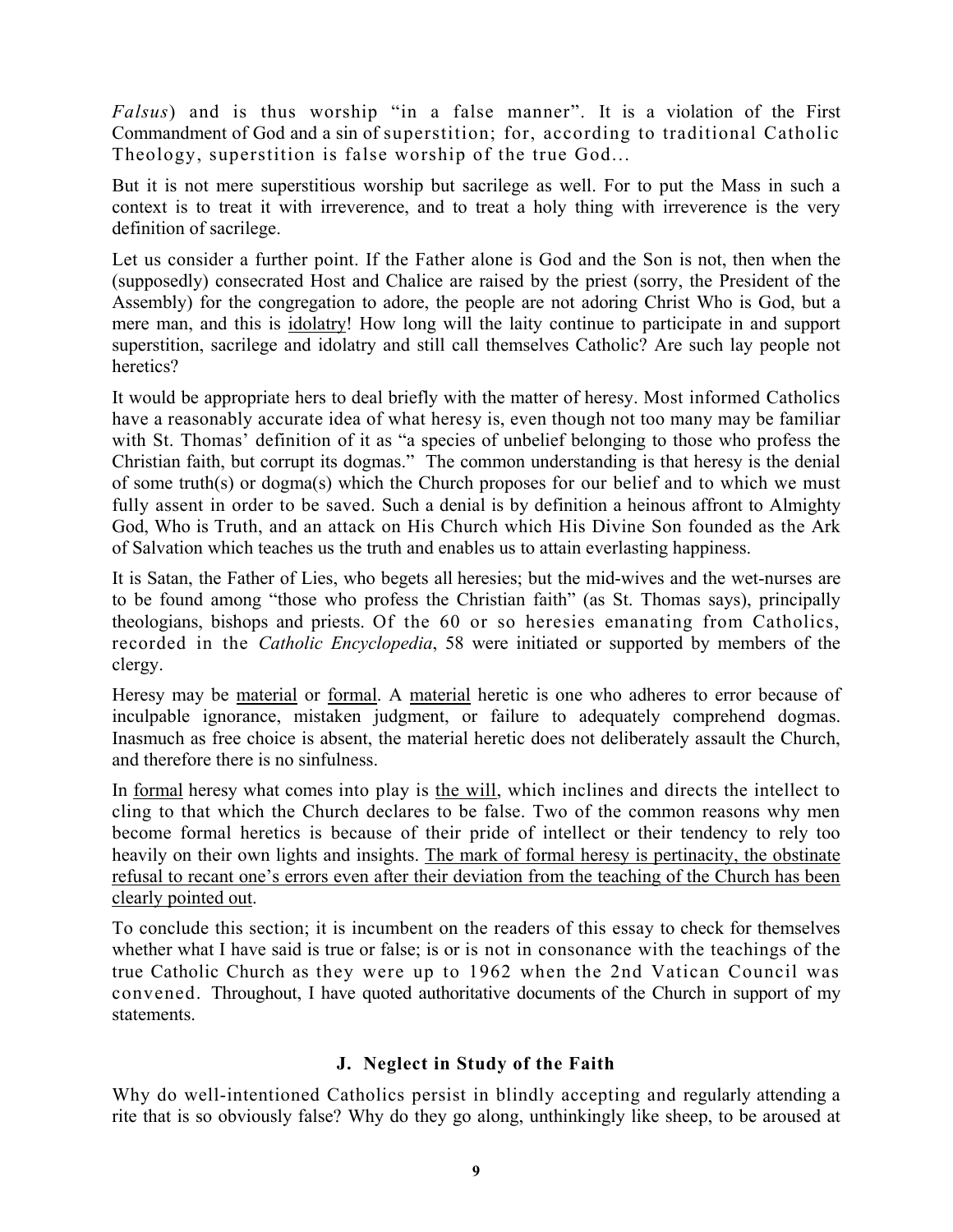*Falsus*) and is thus worship "in a false manner". It is a violation of the First Commandment of God and a sin of superstition; for, according to traditional Catholic Theology, superstition is false worship of the true God...

But it is not mere superstitious worship but sacrilege as well. For to put the Mass in such a context is to treat it with irreverence, and to treat a holy thing with irreverence is the very definition of sacrilege.

Let us consider a further point. If the Father alone is God and the Son is not, then when the (supposedly) consecrated Host and Chalice are raised by the priest (sorry, the President of the Assembly) for the congregation to adore, the people are not adoring Christ Who is God, but a mere man, and this is idolatry! How long will the laity continue to participate in and support superstition, sacrilege and idolatry and still call themselves Catholic? Are such lay people not heretics?

It would be appropriate hers to deal briefly with the matter of heresy. Most informed Catholics have a reasonably accurate idea of what heresy is, even though not too many may be familiar with St. Thomas' definition of it as "a species of unbelief belonging to those who profess the Christian faith, but corrupt its dogmas." The common understanding is that heresy is the denial of some truth(s) or dogma(s) which the Church proposes for our belief and to which we must fully assent in order to be saved. Such a denial is by definition a heinous affront to Almighty God, Who is Truth, and an attack on His Church which His Divine Son founded as the Ark of Salvation which teaches us the truth and enables us to attain everlasting happiness.

It is Satan, the Father of Lies, who begets all heresies; but the mid-wives and the wet-nurses are to be found among "those who profess the Christian faith" (as St. Thomas says), principally theologians, bishops and priests. Of the 60 or so heresies emanating from Catholics, recorded in the *Catholic Encyclopedia*, 58 were initiated or supported by members of the clergy.

Heresy may be material or formal. A material heretic is one who adheres to error because of inculpable ignorance, mistaken judgment, or failure to adequately comprehend dogmas. Inasmuch as free choice is absent, the material heretic does not deliberately assault the Church, and therefore there is no sinfulness.

In formal heresy what comes into play is the will, which inclines and directs the intellect to cling to that which the Church declares to be false. Two of the common reasons why men become formal heretics is because of their pride of intellect or their tendency to rely too heavily on their own lights and insights. The mark of formal heresy is pertinacity, the obstinate refusal to recant one's errors even after their deviation from the teaching of the Church has been clearly pointed out.

To conclude this section; it is incumbent on the readers of this essay to check for themselves whether what I have said is true or false; is or is not in consonance with the teachings of the true Catholic Church as they were up to 1962 when the 2nd Vatican Council was convened. Throughout, I have quoted authoritative documents of the Church in support of my statements.

### J. Neglect in Study of the Faith

Why do well-intentioned Catholics persist in blindly accepting and regularly attending a rite that is so obviously false? Why do they go along, unthinkingly like sheep, to be aroused at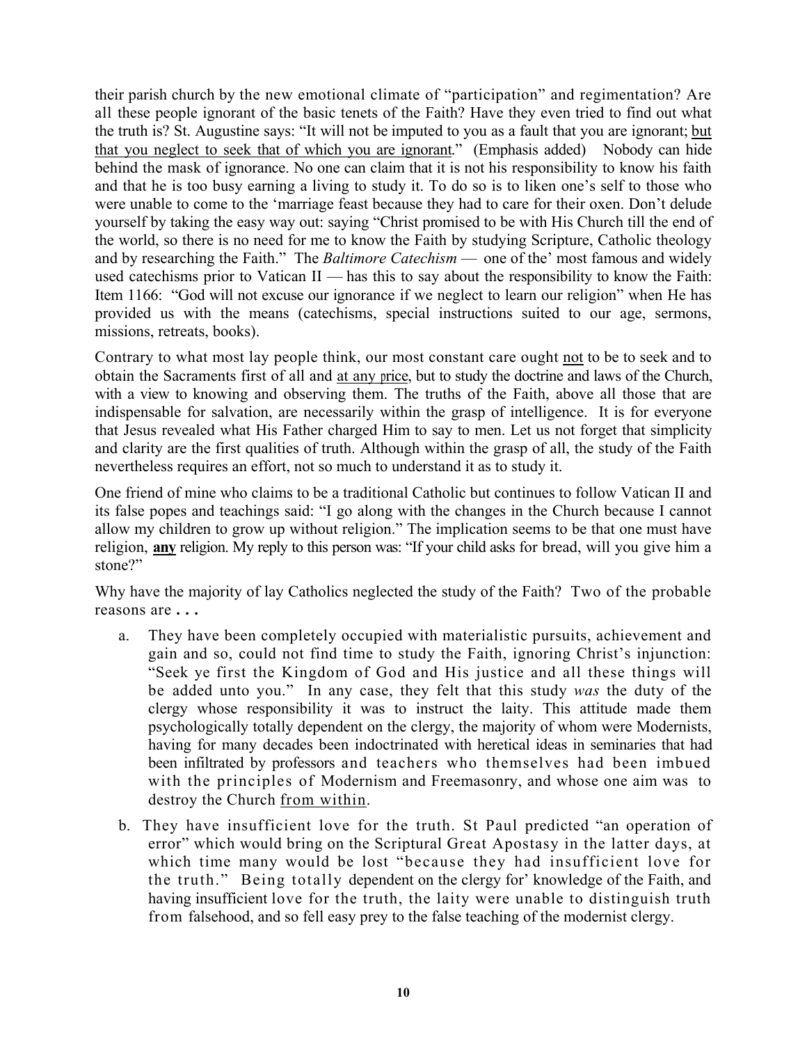their parish church by the new emotional climate of "participation" and regimentation? Are all these people ignorant of the basic tenets of the Faith? Have they even tried to find out what the truth is? St. Augustine says: "It will not be imputed to you as a fault that you are ignorant; <u>but that you neglect to seek that of which you are ignorant</u>." (Emphasis added) Nobody can hide behind the mask of ignorance. No one can claim that it is not his responsibility to know his faith and that he is too busy earning a living to study it. To do so is to liken one's self to those who were unable to come to the 'marriage feast because they had to care for their oxen. Don't delude yourself by taking the easy way out: saying "Christ promised to be with His Church till the end of the world, so there is no need for me to know the Faith by studying Scripture, Catholic theology and by researching the Faith." The *Baltimore Catechism* — one of the' most famous and widely used catechisms prior to Vatican II — has this to say about the responsibility to know the Faith: Item 1166: "God will not excuse our ignorance if we neglect to learn our religion" when He has provided us with the means (catechisms, special instructions suited to our age, sermons, missions, retreats, books).

Contrary to what most lay people think, our most constant care ought <u>not</u> to be to seek and to obtain the Sacraments first of all and <u>at any price</u>, but to study the doctrine and laws of the Church, with a view to knowing and observing them. The truths of the Faith, above all those that are indispensable for salvation, are necessarily within the grasp of intelligence. It is for everyone that Jesus revealed what His Father charged Him to say to men. Let us not forget that simplicity and clarity are the first qualities of truth. Although within the grasp of all, the study of the Faith nevertheless requires an effort, not so much to understand it as to study it.

One friend of mine who claims to be a traditional Catholic but continues to follow Vatican II and its false popes and teachings said: "I go along with the changes in the Church because I cannot allow my children to grow up without religion." The implication seems to be that one must have religion, **<u>any</u>** religion. My reply to this person was: "If your child asks for bread, will you give him a stone?"

Why have the majority of lay Catholics neglected the study of the Faith? Two of the probable reasons are **. . .**

a. They have been completely occupied with materialistic pursuits, achievement and gain and so, could not find time to study the Faith, ignoring Christ's injunction: "Seek ye first the Kingdom of God and His justice and all these things will be added unto you." In any case, they felt that this study *was* the duty of the clergy whose responsibility it was to instruct the laity. This attitude made them psychologically totally dependent on the clergy, the majority of whom were Modernists, having for many decades been indoctrinated with heretical ideas in seminaries that had been infiltrated by professors and teachers who themselves had been imbued with the principles of Modernism and Freemasonry, and whose one aim was to destroy the Church <u>from within</u>.

b. They have insufficient love for the truth. St Paul predicted "an operation of error" which would bring on the Scriptural Great Apostasy in the latter days, at which time many would be lost "because they had insufficient love for the truth." Being totally dependent on the clergy for' knowledge of the Faith, and having insufficient love for the truth, the laity were unable to distinguish truth from falsehood, and so fell easy prey to the false teaching of the modernist clergy.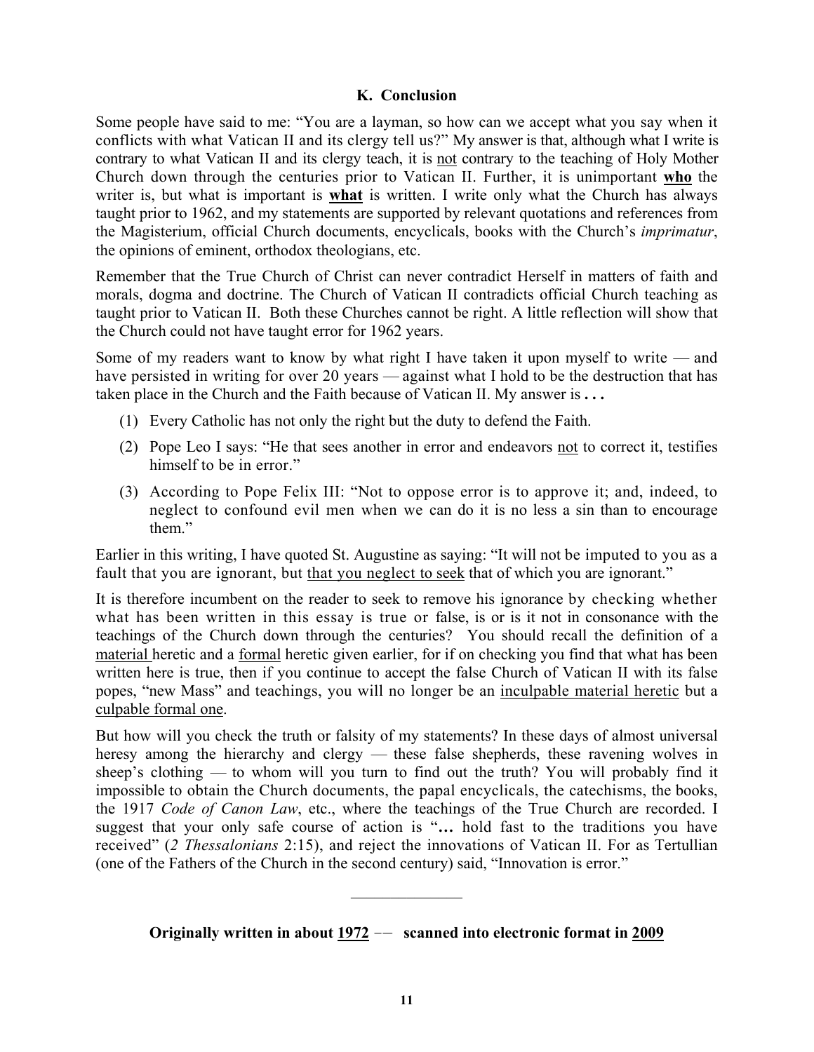### K. Conclusion

Some people have said to me: "You are a layman, so how can we accept what you say when it conflicts with what Vatican II and its clergy tell us?" My answer is that, although what I write is contrary to what Vatican II and its clergy teach, it is <u>not</u> contrary to the teaching of Holy Mother Church down through the centuries prior to Vatican II. Further, it is unimportant **<u>who</u>** the writer is, but what is important is **<u>what</u>** is written. I write only what the Church has always taught prior to 1962, and my statements are supported by relevant quotations and references from the Magisterium, official Church documents, encyclicals, books with the Church's *imprimatur*, the opinions of eminent, orthodox theologians, etc.

Remember that the True Church of Christ can never contradict Herself in matters of faith and morals, dogma and doctrine. The Church of Vatican II contradicts official Church teaching as taught prior to Vatican II. Both these Churches cannot be right. A little reflection will show that the Church could not have taught error for 1962 years.

Some of my readers want to know by what right I have taken it upon myself to write — and have persisted in writing for over 20 years — against what I hold to be the destruction that has taken place in the Church and the Faith because of Vatican II. My answer is ***. . .***

(1) Every Catholic has not only the right but the duty to defend the Faith.

(2) Pope Leo I says: "He that sees another in error and endeavors <u>not</u> to correct it, testifies himself to be in error."

(3) According to Pope Felix III: "Not to oppose error is to approve it; and, indeed, to neglect to confound evil men when we can do it is no less a sin than to encourage them."

Earlier in this writing, I have quoted St. Augustine as saying: "It will not be imputed to you as a fault that you are ignorant, but <u>that you neglect to seek</u> that of which you are ignorant."

It is therefore incumbent on the reader to seek to remove his ignorance by checking whether what has been written in this essay is true or false, is or is it not in consonance with the teachings of the Church down through the centuries? You should recall the definition of a <u>material</u> heretic and a <u>formal</u> heretic given earlier, for if on checking you find that what has been written here is true, then if you continue to accept the false Church of Vatican II with its false popes, "new Mass" and teachings, you will no longer be an <u>inculpable material heretic</u> but a <u>culpable formal one</u>.

But how will you check the truth or falsity of my statements? In these days of almost universal heresy among the hierarchy and clergy — these false shepherds, these ravening wolves in sheep's clothing — to whom will you turn to find out the truth? You will probably find it impossible to obtain the Church documents, the papal encyclicals, the catechisms, the books, the 1917 *Code of Canon Law*, etc., where the teachings of the True Church are recorded. I suggest that your only safe course of action is "**…** hold fast to the traditions you have received" (*2 Thessalonians* 2:15), and reject the innovations of Vatican II. For as Tertullian (one of the Fathers of the Church in the second century) said, "Innovation is error."

---

**Originally written in about <u>1972</u> –– scanned into electronic format in <u>2009</u>**